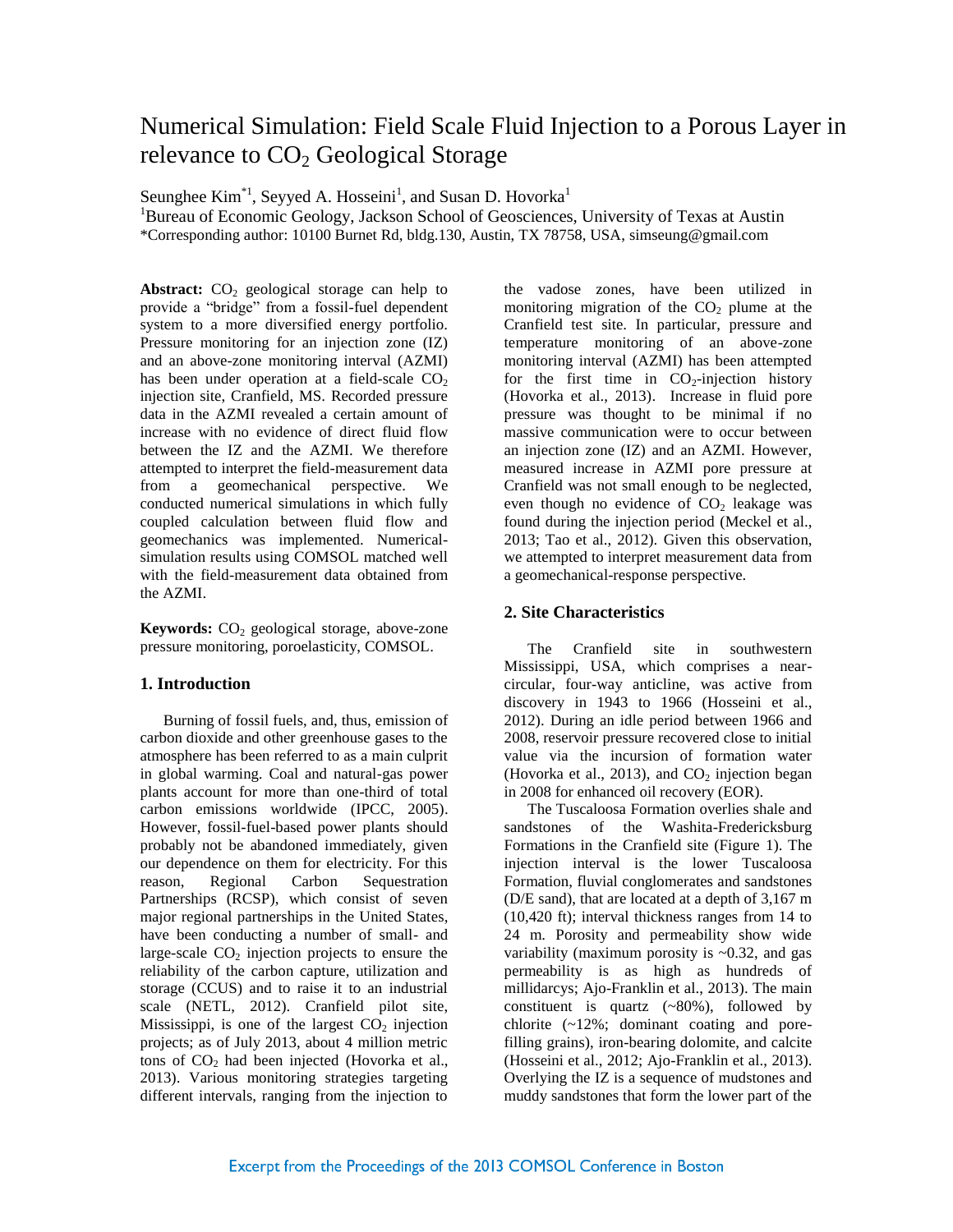# Numerical Simulation: Field Scale Fluid Injection to a Porous Layer in relevance to $CO_2$ Geological Storage

Seunghee Kim*[1], Seyyed A. Hosseini[1], and Susan D. Hovorka[1]

[1]Bureau of Economic Geology, Jackson School of Geosciences, University of Texas at Austin

*Corresponding author: 10100 Burnet Rd, bldg.130, Austin, TX 78758, USA, simseung@gmail.com

**Abstract:** $CO_2$ geological storage can help to provide a "bridge" from a fossil-fuel dependent system to a more diversified energy portfolio. Pressure monitoring for an injection zone (IZ) and an above-zone monitoring interval (AZMI) has been under operation at a field-scale $CO_2$ injection site, Cranfield, MS. Recorded pressure data in the AZMI revealed a certain amount of increase with no evidence of direct fluid flow between the IZ and the AZMI. We therefore attempted to interpret the field-measurement data from a geomechanical perspective. We conducted numerical simulations in which fully coupled calculation between fluid flow and geomechanics was implemented. Numerical-simulation results using COMSOL matched well with the field-measurement data obtained from the AZMI.

**Keywords:** $CO_2$ geological storage, above-zone pressure monitoring, poroelasticity, COMSOL.

## 1. Introduction

Burning of fossil fuels, and, thus, emission of carbon dioxide and other greenhouse gases to the atmosphere has been referred to as a main culprit in global warming. Coal and natural-gas power plants account for more than one-third of total carbon emissions worldwide (IPCC, 2005). However, fossil-fuel-based power plants should probably not be abandoned immediately, given our dependence on them for electricity. For this reason, Regional Carbon Sequestration Partnerships (RCSP), which consist of seven major regional partnerships in the United States, have been conducting a number of small- and large-scale $CO_2$ injection projects to ensure the reliability of the carbon capture, utilization and storage (CCUS) and to raise it to an industrial scale (NETL, 2012). Cranfield pilot site, Mississippi, is one of the largest $CO_2$ injection projects; as of July 2013, about 4 million metric tons of $CO_2$ had been injected (Hovorka et al., 2013). Various monitoring strategies targeting different intervals, ranging from the injection to the vadose zones, have been utilized in monitoring migration of the $CO_2$ plume at the Cranfield test site. In particular, pressure and temperature monitoring of an above-zone monitoring interval (AZMI) has been attempted for the first time in $CO_2$-injection history (Hovorka et al., 2013). Increase in fluid pore pressure was thought to be minimal if no massive communication were to occur between an injection zone (IZ) and an AZMI. However, measured increase in AZMI pore pressure at Cranfield was not small enough to be neglected, even though no evidence of $CO_2$ leakage was found during the injection period (Meckel et al., 2013; Tao et al., 2012). Given this observation, we attempted to interpret measurement data from a geomechanical-response perspective.

## 2. Site Characteristics

The Cranfield site in southwestern Mississippi, USA, which comprises a near-circular, four-way anticline, was active from discovery in 1943 to 1966 (Hosseini et al., 2012). During an idle period between 1966 and 2008, reservoir pressure recovered close to initial value via the incursion of formation water (Hovorka et al., 2013), and $CO_2$ injection began in 2008 for enhanced oil recovery (EOR).

The Tuscaloosa Formation overlies shale and sandstones of the Washita-Fredericksburg Formations in the Cranfield site (Figure 1). The injection interval is the lower Tuscaloosa Formation, fluvial conglomerates and sandstones (D/E sand), that are located at a depth of 3,167 m (10,420 ft); interval thickness ranges from 14 to 24 m. Porosity and permeability show wide variability (maximum porosity is ~0.32, and gas permeability is as high as hundreds of millidarcys; Ajo-Franklin et al., 2013). The main constituent is quartz (~80%), followed by chlorite (~12%; dominant coating and pore-filling grains), iron-bearing dolomite, and calcite (Hosseini et al., 2012; Ajo-Franklin et al., 2013). Overlying the IZ is a sequence of mudstones and muddy sandstones that form the lower part of the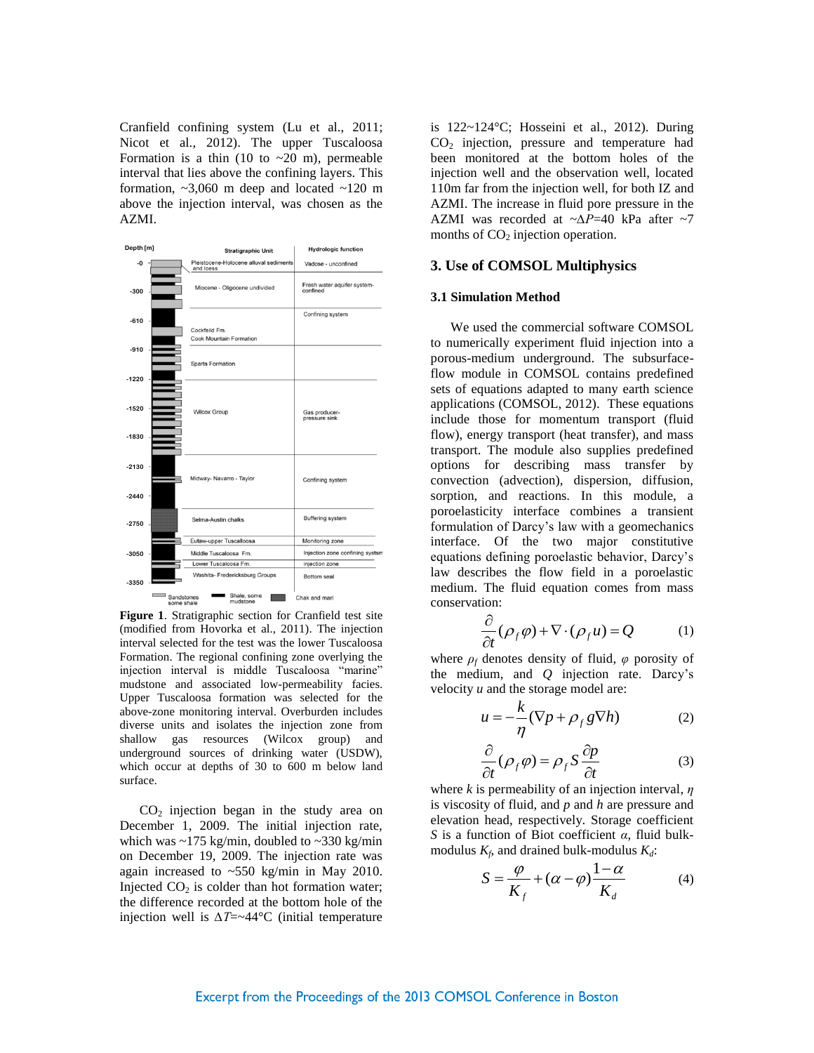Cranfield confining system (Lu et al., 2011; Nicot et al., 2012). The upper Tuscaloosa Formation is a thin (10 to ~20 m), permeable interval that lies above the confining layers. This formation, ~3,060 m deep and located ~120 m above the injection interval, was chosen as the AZMI.

**Figure 1**. Stratigraphic section for Cranfield test site (modified from Hovorka et al., 2011). The injection interval selected for the test was the lower Tuscaloosa Formation. The regional confining zone overlying the injection interval is middle Tuscaloosa "marine" mudstone and associated low-permeability facies. Upper Tuscaloosa formation was selected for the above-zone monitoring interval. Overburden includes diverse units and isolates the injection zone from shallow gas resources (Wilcox group) and underground sources of drinking water (USDW), which occur at depths of 30 to 600 m below land surface.

$CO_2$ injection began in the study area on December 1, 2009. The initial injection rate, which was ~175 kg/min, doubled to ~330 kg/min on December 19, 2009. The injection rate was again increased to ~550 kg/min in May 2010. Injected $CO_2$ is colder than hot formation water; the difference recorded at the bottom hole of the injection well is $\Delta T$=~44°C (initial temperature is 122~124°C; Hosseini et al., 2012). During $CO_2$ injection, pressure and temperature had been monitored at the bottom holes of the injection well and the observation well, located 110m far from the injection well, for both IZ and AZMI. The increase in fluid pore pressure in the AZMI was recorded at ~$\Delta P$=40 kPa after ~7 months of $CO_2$ injection operation.

## 3. Use of COMSOL Multiphysics

### 3.1 Simulation Method

We used the commercial software COMSOL to numerically experiment fluid injection into a porous-medium underground. The subsurface-flow module in COMSOL contains predefined sets of equations adapted to many earth science applications (COMSOL, 2012). These equations include those for momentum transport (fluid flow), energy transport (heat transfer), and mass transport. The module also supplies predefined options for describing mass transfer by convection (advection), dispersion, diffusion, sorption, and reactions. In this module, a poroelasticity interface combines a transient formulation of Darcy's law with a geomechanics interface. Of the two major constitutive equations defining poroelastic behavior, Darcy's law describes the flow field in a poroelastic medium. The fluid equation comes from mass conservation:

$$\frac{\partial}{\partial t}(\rho_f \varphi) + \nabla \cdot (\rho_f u) = Q \qquad (1)$$

where $\rho_f$ denotes density of fluid, $\varphi$ porosity of the medium, and $Q$ injection rate. Darcy's velocity $u$ and the storage model are:

$$u = -\frac{k}{\eta}(\nabla p + \rho_f g \nabla h) \qquad (2)$$

$$\frac{\partial}{\partial t}(\rho_f \varphi) = \rho_f S \frac{\partial p}{\partial t} \qquad (3)$$

where $k$ is permeability of an injection interval, $\eta$ is viscosity of fluid, and $p$ and $h$ are pressure and elevation head, respectively. Storage coefficient $S$ is a function of Biot coefficient $\alpha$, fluid bulk-modulus $K_f$, and drained bulk-modulus $K_d$:

$$S = \frac{\varphi}{K_f} + (\alpha - \varphi)\frac{1-\alpha}{K_d} \qquad (4)$$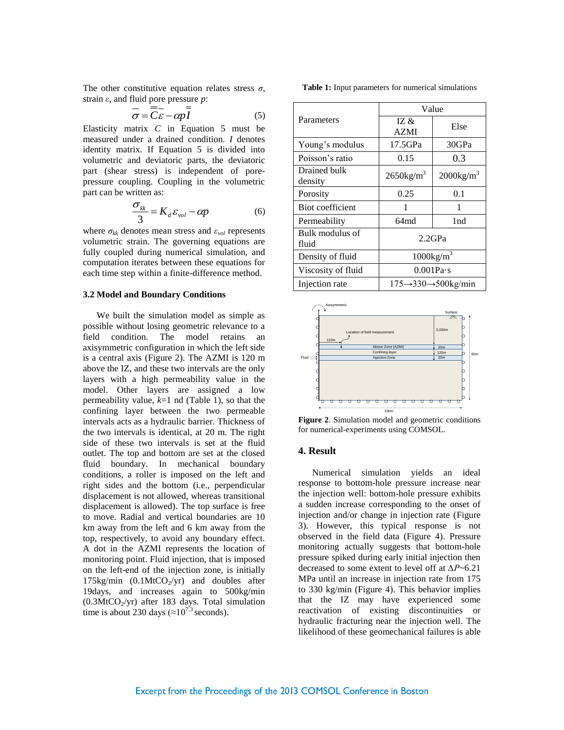The other constitutive equation relates stress $\sigma$, strain $\varepsilon$, and fluid pore pressure $p$:

$$\bar{\sigma} = \bar{\bar{C}}\bar{\varepsilon} - \alpha p \bar{\bar{I}} \tag{5}$$

Elasticity matrix $C$ in Equation 5 must be measured under a drained condition. $I$ denotes identity matrix. If Equation 5 is divided into volumetric and deviatoric parts, the deviatoric part (shear stress) is independent of pore-pressure coupling. Coupling in the volumetric part can be written as:

$$\frac{\sigma_{kk}}{3} = K_d \varepsilon_{vol} - \alpha p \tag{6}$$

where $\sigma_{kk}$ denotes mean stress and $\varepsilon_{vol}$ represents volumetric strain. The governing equations are fully coupled during numerical simulation, and computation iterates between these equations for each time step within a finite-difference method.

### 3.2 Model and Boundary Conditions

We built the simulation model as simple as possible without losing geometric relevance to a field condition. The model retains an axisymmetric configuration in which the left side is a central axis (Figure 2). The AZMI is 120 m above the IZ, and these two intervals are the only layers with a high permeability value in the model. Other layers are assigned a low permeability value, $k$=1 nd (Table 1), so that the confining layer between the two permeable intervals acts as a hydraulic barrier. Thickness of the two intervals is identical, at 20 m. The right side of these two intervals is set at the fluid outlet. The top and bottom are set at the closed fluid boundary. In mechanical boundary conditions, a roller is imposed on the left and right sides and the bottom (i.e., perpendicular displacement is not allowed, whereas transitional displacement is allowed). The top surface is free to move. Radial and vertical boundaries are 10 km away from the left and 6 km away from the top, respectively, to avoid any boundary effect. A dot in the AZMI represents the location of monitoring point. Fluid injection, that is imposed on the left-end of the injection zone, is initially 175kg/min (0.1Mt$CO_2$/yr) and doubles after 19days, and increases again to 500kg/min (0.3Mt$CO_2$/yr) after 183 days. Total simulation time is about 230 days ($\approx 10^{7.3}$ seconds).

**Table 1:** Input parameters for numerical simulations

| Parameters | Value | |
|---|---|---|
| | IZ & AZMI | Else |
| Young's modulus | 17.5GPa | 30GPa |
| Poisson's ratio | 0.15 | 0.3 |
| Drained bulk density | 2650kg/m$^3$ | 2000kg/m$^3$ |
| Porosity | 0.25 | 0.1 |
| Biot coefficient | 1 | 1 |
| Permeability | 64md | 1nd |
| Bulk modulus of fluid | 2.2GPa | |
| Density of fluid | 1000kg/m$^3$ | |
| Viscosity of fluid | 0.001Pa·s | |
| Injection rate | 175→330→500kg/min | |

**Figure 2**. Simulation model and geometric conditions for numerical-experiments using COMSOL.

## 4. Result

Numerical simulation yields an ideal response to bottom-hole pressure increase near the injection well: bottom-hole pressure exhibits a sudden increase corresponding to the onset of injection and/or change in injection rate (Figure 3). However, this typical response is not observed in the field data (Figure 4). Pressure monitoring actually suggests that bottom-hole pressure spiked during early initial injection then decreased to some extent to level off at $\Delta P$~6.21 MPa until an increase in injection rate from 175 to 330 kg/min (Figure 4). This behavior implies that the IZ may have experienced some reactivation of existing discontinuities or hydraulic fracturing near the injection well. The likelihood of these geomechanical failures is able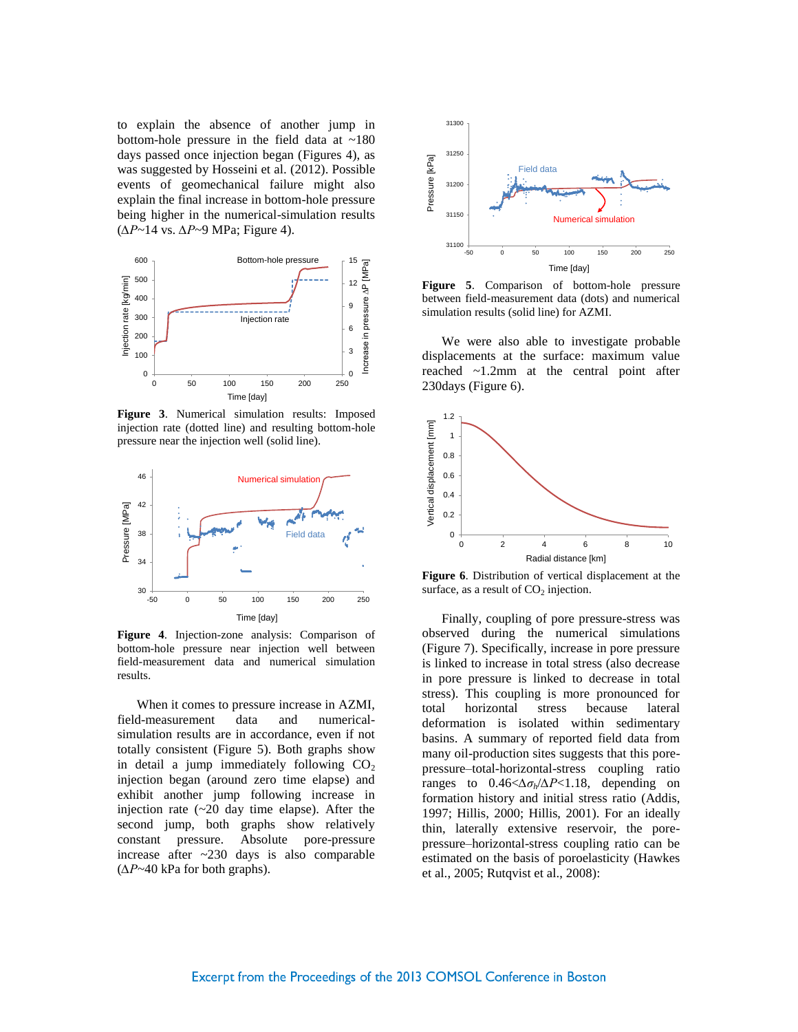to explain the absence of another jump in bottom-hole pressure in the field data at ~180 days passed once injection began (Figures 4), as was suggested by Hosseini et al. (2012). Possible events of geomechanical failure might also explain the final increase in bottom-hole pressure being higher in the numerical-simulation results ($\Delta P$~14 vs. $\Delta P$~9 MPa; Figure 4).

**Figure 3**. Numerical simulation results: Imposed injection rate (dotted line) and resulting bottom-hole pressure near the injection well (solid line).

**Figure 4**. Injection-zone analysis: Comparison of bottom-hole pressure near injection well between field-measurement data and numerical simulation results.

When it comes to pressure increase in AZMI, field-measurement data and numerical-simulation results are in accordance, even if not totally consistent (Figure 5). Both graphs show in detail a jump immediately following $CO_2$ injection began (around zero time elapse) and exhibit another jump following increase in injection rate (~20 day time elapse). After the second jump, both graphs show relatively constant pressure. Absolute pore-pressure increase after ~230 days is also comparable ($\Delta P$~40 kPa for both graphs).

**Figure 5**. Comparison of bottom-hole pressure between field-measurement data (dots) and numerical simulation results (solid line) for AZMI.

We were also able to investigate probable displacements at the surface: maximum value reached ~1.2mm at the central point after 230days (Figure 6).

**Figure 6**. Distribution of vertical displacement at the surface, as a result of $CO_2$ injection.

Finally, coupling of pore pressure-stress was observed during the numerical simulations (Figure 7). Specifically, increase in pore pressure is linked to increase in total stress (also decrease in pore pressure is linked to decrease in total stress). This coupling is more pronounced for total horizontal stress because lateral deformation is isolated within sedimentary basins. A summary of reported field data from many oil-production sites suggests that this pore-pressure–total-horizontal-stress coupling ratio ranges to $0.46<\Delta\sigma_h/\Delta P<1.18$, depending on formation history and initial stress ratio (Addis, 1997; Hillis, 2000; Hillis, 2001). For an ideally thin, laterally extensive reservoir, the pore-pressure–horizontal-stress coupling ratio can be estimated on the basis of poroelasticity (Hawkes et al., 2005; Rutqvist et al., 2008):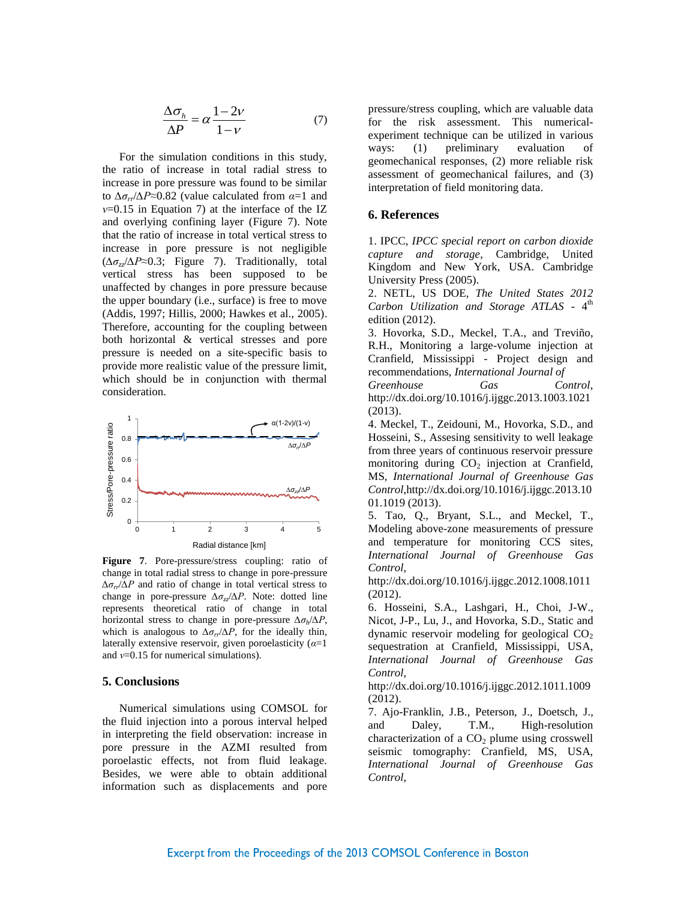$$\frac{\Delta\sigma_h}{\Delta P} = \alpha\frac{1-2\nu}{1-\nu} \quad (7)$$

For the simulation conditions in this study, the ratio of increase in total radial stress to increase in pore pressure was found to be similar to $\Delta\sigma_{rr}/\Delta P \approx 0.82$ (value calculated from $\alpha$=1 and $\nu$=0.15 in Equation 7) at the interface of the IZ and overlying confining layer (Figure 7). Note that the ratio of increase in total vertical stress to increase in pore pressure is not negligible ($\Delta\sigma_{zz}/\Delta P \approx 0.3$; Figure 7). Traditionally, total vertical stress has been supposed to be unaffected by changes in pore pressure because the upper boundary (i.e., surface) is free to move (Addis, 1997; Hillis, 2000; Hawkes et al., 2005). Therefore, accounting for the coupling between both horizontal & vertical stresses and pore pressure is needed on a site-specific basis to provide more realistic value of the pressure limit, which should be in conjunction with thermal consideration.

**Figure 7**. Pore-pressure/stress coupling: ratio of change in total radial stress to change in pore-pressure $\Delta\sigma_{rr}/\Delta P$ and ratio of change in total vertical stress to change in pore-pressure $\Delta\sigma_{zz}/\Delta P$. Note: dotted line represents theoretical ratio of change in total horizontal stress to change in pore-pressure $\Delta\sigma_h/\Delta P$, which is analogous to $\Delta\sigma_{rr}/\Delta P$, for the ideally thin, laterally extensive reservoir, given poroelasticity ($\alpha$=1 and $\nu$=0.15 for numerical simulations).

## 5. Conclusions

Numerical simulations using COMSOL for the fluid injection into a porous interval helped in interpreting the field observation: increase in pore pressure in the AZMI resulted from poroelastic effects, not from fluid leakage. Besides, we were able to obtain additional information such as displacements and pore pressure/stress coupling, which are valuable data for the risk assessment. This numerical-experiment technique can be utilized in various ways: (1) preliminary evaluation of geomechanical responses, (2) more reliable risk assessment of geomechanical failures, and (3) interpretation of field monitoring data.

## 6. References

1. IPCC, *IPCC special report on carbon dioxide capture and storage*, Cambridge, United Kingdom and New York, USA. Cambridge University Press (2005).
2. NETL, US DOE, *The United States 2012 Carbon Utilization and Storage ATLAS* - 4th edition (2012).
3. Hovorka, S.D., Meckel, T.A., and Treviño, R.H., Monitoring a large-volume injection at Cranfield, Mississippi - Project design and recommendations, *International Journal of Greenhouse Gas Control*, http://dx.doi.org/10.1016/j.ijggc.2013.1003.1021 (2013).
4. Meckel, T., Zeidouni, M., Hovorka, S.D., and Hosseini, S., Assesing sensitivity to well leakage from three years of continuous reservoir pressure monitoring during $CO_2$ injection at Cranfield, MS, *International Journal of Greenhouse Gas Control*,http://dx.doi.org/10.1016/j.ijggc.2013.1001.1019 (2013).
5. Tao, Q., Bryant, S.L., and Meckel, T., Modeling above-zone measurements of pressure and temperature for monitoring CCS sites, *International Journal of Greenhouse Gas Control*, http://dx.doi.org/10.1016/j.ijggc.2012.1008.1011 (2012).
6. Hosseini, S.A., Lashgari, H., Choi, J-W., Nicot, J-P., Lu, J., and Hovorka, S.D., Static and dynamic reservoir modeling for geological $CO_2$ sequestration at Cranfield, Mississippi, USA, *International Journal of Greenhouse Gas Control*, http://dx.doi.org/10.1016/j.ijggc.2012.1011.1009 (2012).
7. Ajo-Franklin, J.B., Peterson, J., Doetsch, J., and Daley, T.M., High-resolution characterization of a $CO_2$ plume using crosswell seismic tomography: Cranfield, MS, USA, *International Journal of Greenhouse Gas Control*,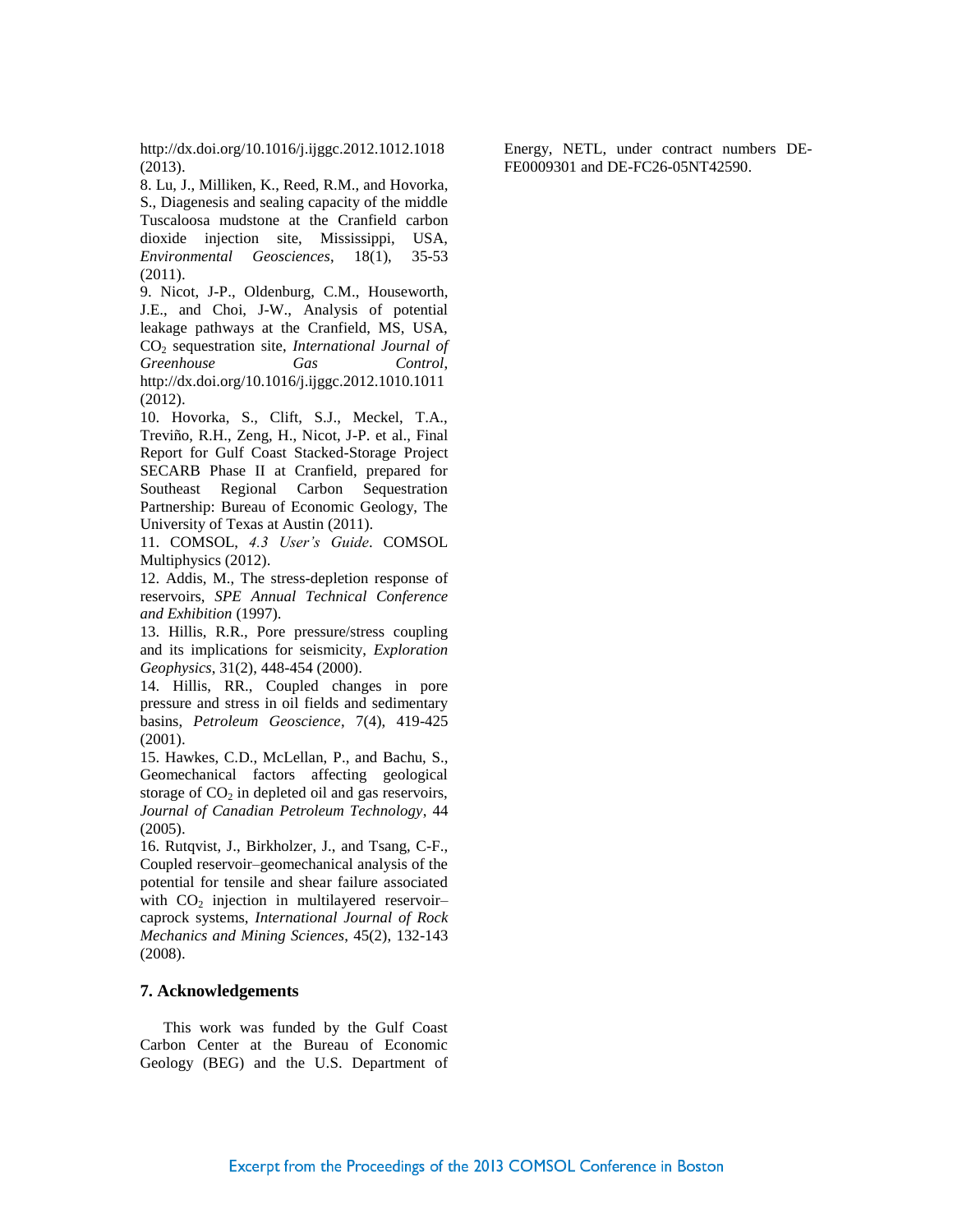http://dx.doi.org/10.1016/j.ijggc.2012.1012.1018 (2013).

8. Lu, J., Milliken, K., Reed, R.M., and Hovorka, S., Diagenesis and sealing capacity of the middle Tuscaloosa mudstone at the Cranfield carbon dioxide injection site, Mississippi, USA, *Environmental Geosciences*, 18(1), 35-53 (2011).

9. Nicot, J-P., Oldenburg, C.M., Houseworth, J.E., and Choi, J-W., Analysis of potential leakage pathways at the Cranfield, MS, USA, $CO_2$ sequestration site, *International Journal of Greenhouse Gas Control*, http://dx.doi.org/10.1016/j.ijggc.2012.1010.1011 (2012).

10. Hovorka, S., Clift, S.J., Meckel, T.A., Treviño, R.H., Zeng, H., Nicot, J-P. et al., Final Report for Gulf Coast Stacked-Storage Project SECARB Phase II at Cranfield, prepared for Southeast Regional Carbon Sequestration Partnership: Bureau of Economic Geology, The University of Texas at Austin (2011).

11. COMSOL, *4.3 User's Guide*. COMSOL Multiphysics (2012).

12. Addis, M., The stress-depletion response of reservoirs, *SPE Annual Technical Conference and Exhibition* (1997).

13. Hillis, R.R., Pore pressure/stress coupling and its implications for seismicity, *Exploration Geophysics*, 31(2), 448-454 (2000).

14. Hillis, RR., Coupled changes in pore pressure and stress in oil fields and sedimentary basins, *Petroleum Geoscience*, 7(4), 419-425 (2001).

15. Hawkes, C.D., McLellan, P., and Bachu, S., Geomechanical factors affecting geological storage of $CO_2$ in depleted oil and gas reservoirs, *Journal of Canadian Petroleum Technology*, 44 (2005).

16. Rutqvist, J., Birkholzer, J., and Tsang, C-F., Coupled reservoir–geomechanical analysis of the potential for tensile and shear failure associated with $CO_2$ injection in multilayered reservoir–caprock systems, *International Journal of Rock Mechanics and Mining Sciences*, 45(2), 132-143 (2008).

## 7. Acknowledgements

This work was funded by the Gulf Coast Carbon Center at the Bureau of Economic Geology (BEG) and the U.S. Department of Energy, NETL, under contract numbers DE-FE0009301 and DE-FC26-05NT42590.